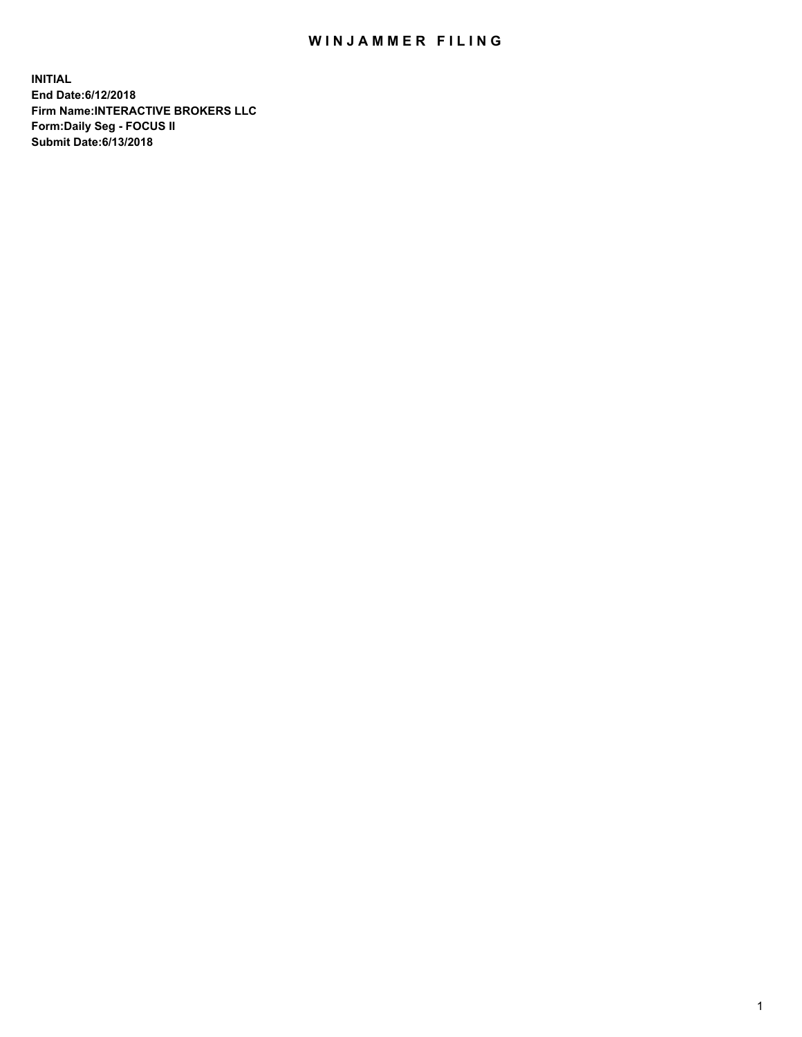# WINJAMMER FILING

**INITIAL**
**End Date:6/12/2018**
**Firm Name:INTERACTIVE BROKERS LLC**
**Form:Daily Seg - FOCUS II**
**Submit Date:6/13/2018**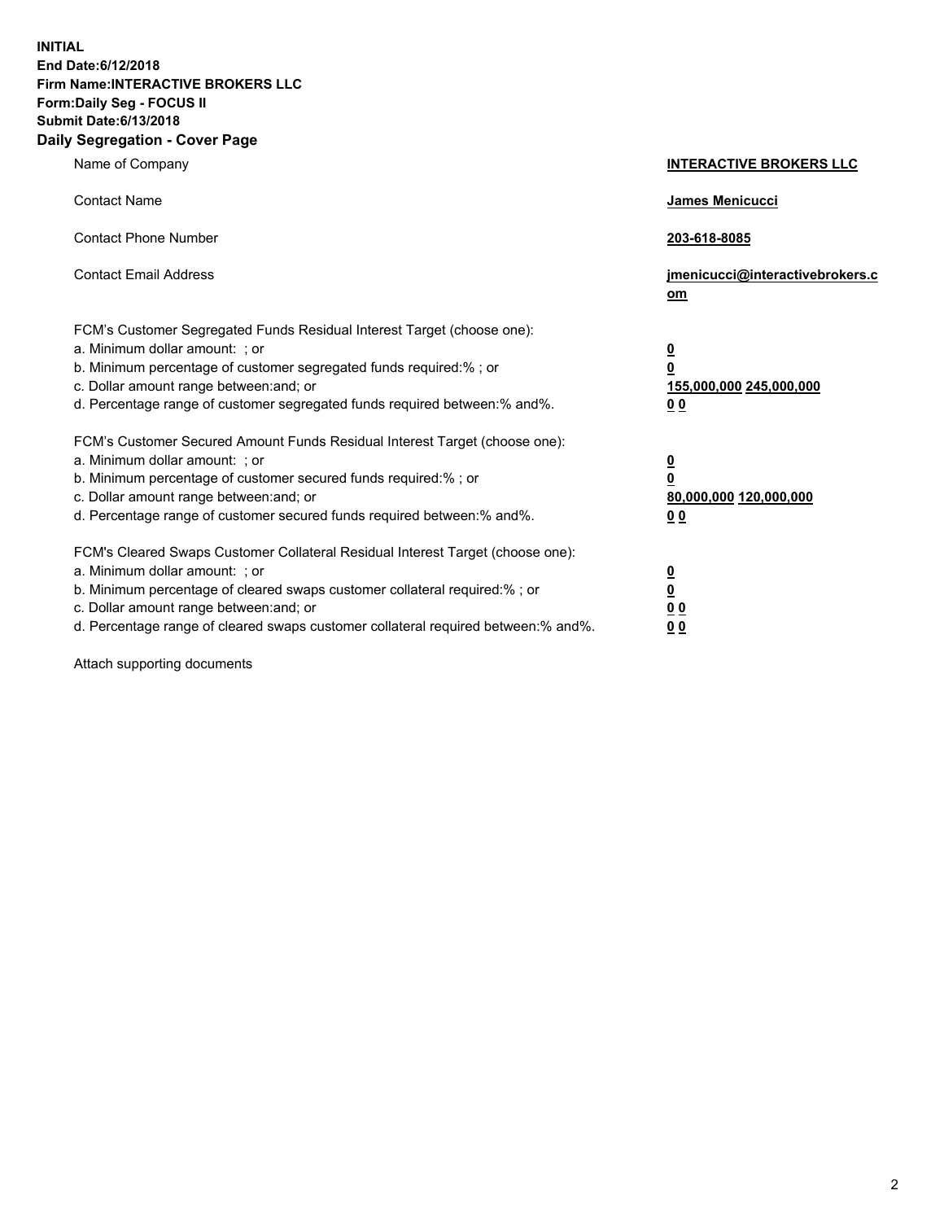**INITIAL**
**End Date:6/12/2018**
**Firm Name:INTERACTIVE BROKERS LLC**
**Form:Daily Seg - FOCUS II**
**Submit Date:6/13/2018**
**Daily Segregation - Cover Page**

| | |
|---|---|
| Name of Company | **INTERACTIVE BROKERS LLC** |
| Contact Name | **James Menicucci** |
| Contact Phone Number | **203-618-8085** |
| Contact Email Address | **jmenicucci@interactivebrokers.com** |

FCM's Customer Segregated Funds Residual Interest Target (choose one):

| | |
|---|---|
| a. Minimum dollar amount: ; or | **0** |
| b. Minimum percentage of customer segregated funds required:% ; or | **0** |
| c. Dollar amount range between:and; or | **155,000,000 245,000,000** |
| d. Percentage range of customer segregated funds required between:% and%. | **0 0** |

FCM's Customer Secured Amount Funds Residual Interest Target (choose one):

| | |
|---|---|
| a. Minimum dollar amount: ; or | **0** |
| b. Minimum percentage of customer secured funds required:% ; or | **0** |
| c. Dollar amount range between:and; or | **80,000,000 120,000,000** |
| d. Percentage range of customer secured funds required between:% and%. | **0 0** |

FCM's Cleared Swaps Customer Collateral Residual Interest Target (choose one):

| | |
|---|---|
| a. Minimum dollar amount: ; or | **0** |
| b. Minimum percentage of cleared swaps customer collateral required:% ; or | **0** |
| c. Dollar amount range between:and; or | **0 0** |
| d. Percentage range of cleared swaps customer collateral required between:% and%. | **0 0** |

Attach supporting documents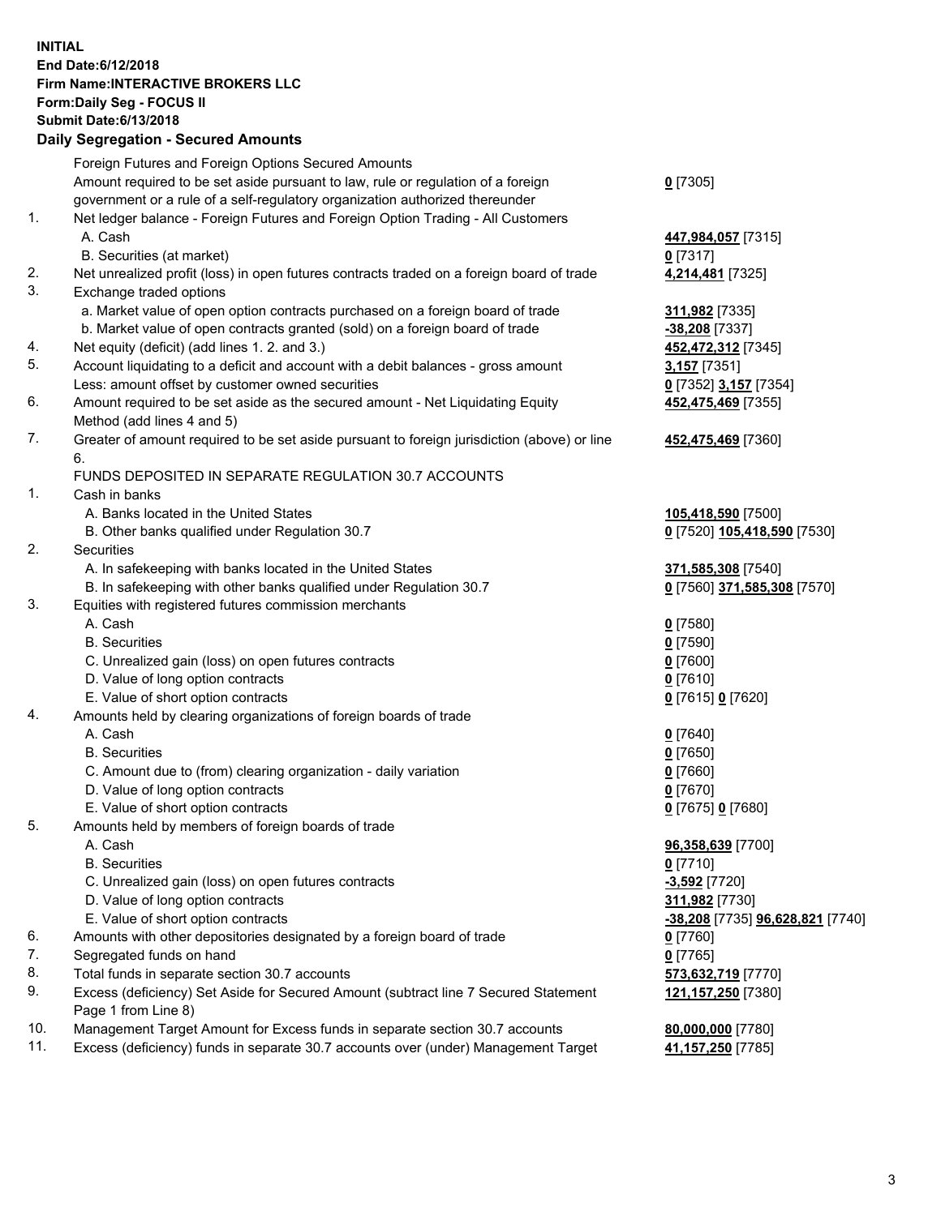**INITIAL**
**End Date:6/12/2018**
**Firm Name:INTERACTIVE BROKERS LLC**
**Form:Daily Seg - FOCUS II**
**Submit Date:6/13/2018**
**Daily Segregation - Secured Amounts**

| | | |
|---|---|---|
| | Foreign Futures and Foreign Options Secured Amounts | |
| | Amount required to be set aside pursuant to law, rule or regulation of a foreign government or a rule of a self-regulatory organization authorized thereunder | **0** [7305] |
| 1. | Net ledger balance - Foreign Futures and Foreign Option Trading - All Customers | |
| | A. Cash | **447,984,057** [7315] |
| | B. Securities (at market) | **0** [7317] |
| 2. | Net unrealized profit (loss) in open futures contracts traded on a foreign board of trade | **4,214,481** [7325] |
| 3. | Exchange traded options | |
| | a. Market value of open option contracts purchased on a foreign board of trade | **311,982** [7335] |
| | b. Market value of open contracts granted (sold) on a foreign board of trade | **-38,208** [7337] |
| 4. | Net equity (deficit) (add lines 1. 2. and 3.) | **452,472,312** [7345] |
| 5. | Account liquidating to a deficit and account with a debit balances - gross amount | **3,157** [7351] |
| | Less: amount offset by customer owned securities | **0** [7352] **3,157** [7354] |
| 6. | Amount required to be set aside as the secured amount - Net Liquidating Equity Method (add lines 4 and 5) | **452,475,469** [7355] |
| 7. | Greater of amount required to be set aside pursuant to foreign jurisdiction (above) or line 6. | **452,475,469** [7360] |
| | FUNDS DEPOSITED IN SEPARATE REGULATION 30.7 ACCOUNTS | |
| 1. | Cash in banks | |
| | A. Banks located in the United States | **105,418,590** [7500] |
| | B. Other banks qualified under Regulation 30.7 | **0** [7520] **105,418,590** [7530] |
| 2. | Securities | |
| | A. In safekeeping with banks located in the United States | **371,585,308** [7540] |
| | B. In safekeeping with other banks qualified under Regulation 30.7 | **0** [7560] **371,585,308** [7570] |
| 3. | Equities with registered futures commission merchants | |
| | A. Cash | **0** [7580] |
| | B. Securities | **0** [7590] |
| | C. Unrealized gain (loss) on open futures contracts | **0** [7600] |
| | D. Value of long option contracts | **0** [7610] |
| | E. Value of short option contracts | **0** [7615] **0** [7620] |
| 4. | Amounts held by clearing organizations of foreign boards of trade | |
| | A. Cash | **0** [7640] |
| | B. Securities | **0** [7650] |
| | C. Amount due to (from) clearing organization - daily variation | **0** [7660] |
| | D. Value of long option contracts | **0** [7670] |
| | E. Value of short option contracts | **0** [7675] **0** [7680] |
| 5. | Amounts held by members of foreign boards of trade | |
| | A. Cash | **96,358,639** [7700] |
| | B. Securities | **0** [7710] |
| | C. Unrealized gain (loss) on open futures contracts | **-3,592** [7720] |
| | D. Value of long option contracts | **311,982** [7730] |
| | E. Value of short option contracts | **-38,208** [7735] **96,628,821** [7740] |
| 6. | Amounts with other depositories designated by a foreign board of trade | **0** [7760] |
| 7. | Segregated funds on hand | **0** [7765] |
| 8. | Total funds in separate section 30.7 accounts | **573,632,719** [7770] |
| 9. | Excess (deficiency) Set Aside for Secured Amount (subtract line 7 Secured Statement Page 1 from Line 8) | **121,157,250** [7380] |
| 10. | Management Target Amount for Excess funds in separate section 30.7 accounts | **80,000,000** [7780] |
| 11. | Excess (deficiency) funds in separate 30.7 accounts over (under) Management Target | **41,157,250** [7785] |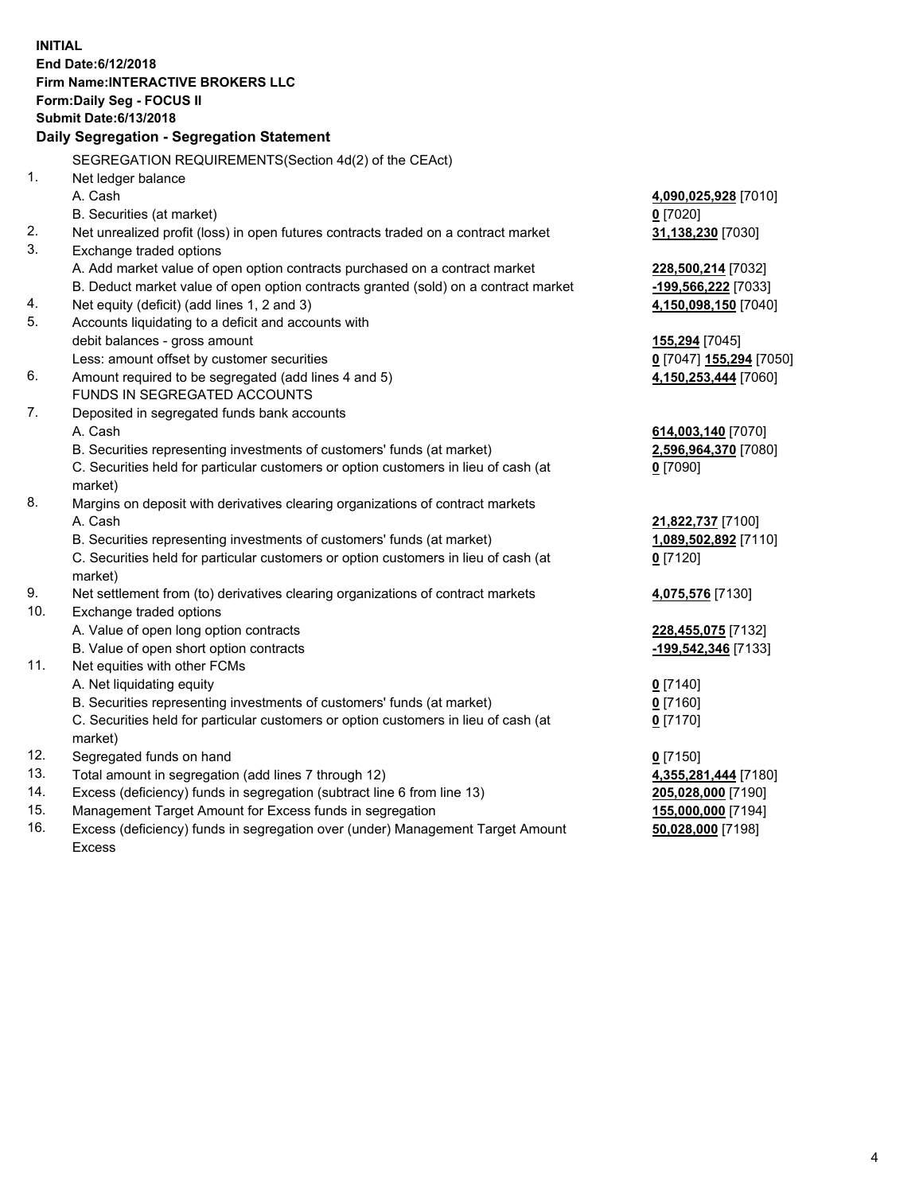**INITIAL**
**End Date:6/12/2018**
**Firm Name:INTERACTIVE BROKERS LLC**
**Form:Daily Seg - FOCUS II**
**Submit Date:6/13/2018**
**Daily Segregation - Segregation Statement**

| | | |
|---|---|---|
| | SEGREGATION REQUIREMENTS(Section 4d(2) of the CEAct) | |
| 1. | Net ledger balance | |
| | A. Cash | **4,090,025,928** [7010] |
| | B. Securities (at market) | **0** [7020] |
| 2. | Net unrealized profit (loss) in open futures contracts traded on a contract market | **31,138,230** [7030] |
| 3. | Exchange traded options | |
| | A. Add market value of open option contracts purchased on a contract market | **228,500,214** [7032] |
| | B. Deduct market value of open option contracts granted (sold) on a contract market | **-199,566,222** [7033] |
| 4. | Net equity (deficit) (add lines 1, 2 and 3) | **4,150,098,150** [7040] |
| 5. | Accounts liquidating to a deficit and accounts with debit balances - gross amount | **155,294** [7045] |
| | Less: amount offset by customer securities | **0** [7047] **155,294** [7050] |
| 6. | Amount required to be segregated (add lines 4 and 5) | **4,150,253,444** [7060] |
| | FUNDS IN SEGREGATED ACCOUNTS | |
| 7. | Deposited in segregated funds bank accounts | |
| | A. Cash | **614,003,140** [7070] |
| | B. Securities representing investments of customers' funds (at market) | **2,596,964,370** [7080] |
| | C. Securities held for particular customers or option customers in lieu of cash (at market) | **0** [7090] |
| 8. | Margins on deposit with derivatives clearing organizations of contract markets | |
| | A. Cash | **21,822,737** [7100] |
| | B. Securities representing investments of customers' funds (at market) | **1,089,502,892** [7110] |
| | C. Securities held for particular customers or option customers in lieu of cash (at market) | **0** [7120] |
| 9. | Net settlement from (to) derivatives clearing organizations of contract markets | **4,075,576** [7130] |
| 10. | Exchange traded options | |
| | A. Value of open long option contracts | **228,455,075** [7132] |
| | B. Value of open short option contracts | **-199,542,346** [7133] |
| 11. | Net equities with other FCMs | |
| | A. Net liquidating equity | **0** [7140] |
| | B. Securities representing investments of customers' funds (at market) | **0** [7160] |
| | C. Securities held for particular customers or option customers in lieu of cash (at market) | **0** [7170] |
| 12. | Segregated funds on hand | **0** [7150] |
| 13. | Total amount in segregation (add lines 7 through 12) | **4,355,281,444** [7180] |
| 14. | Excess (deficiency) funds in segregation (subtract line 6 from line 13) | **205,028,000** [7190] |
| 15. | Management Target Amount for Excess funds in segregation | **155,000,000** [7194] |
| 16. | Excess (deficiency) funds in segregation over (under) Management Target Amount Excess | **50,028,000** [7198] |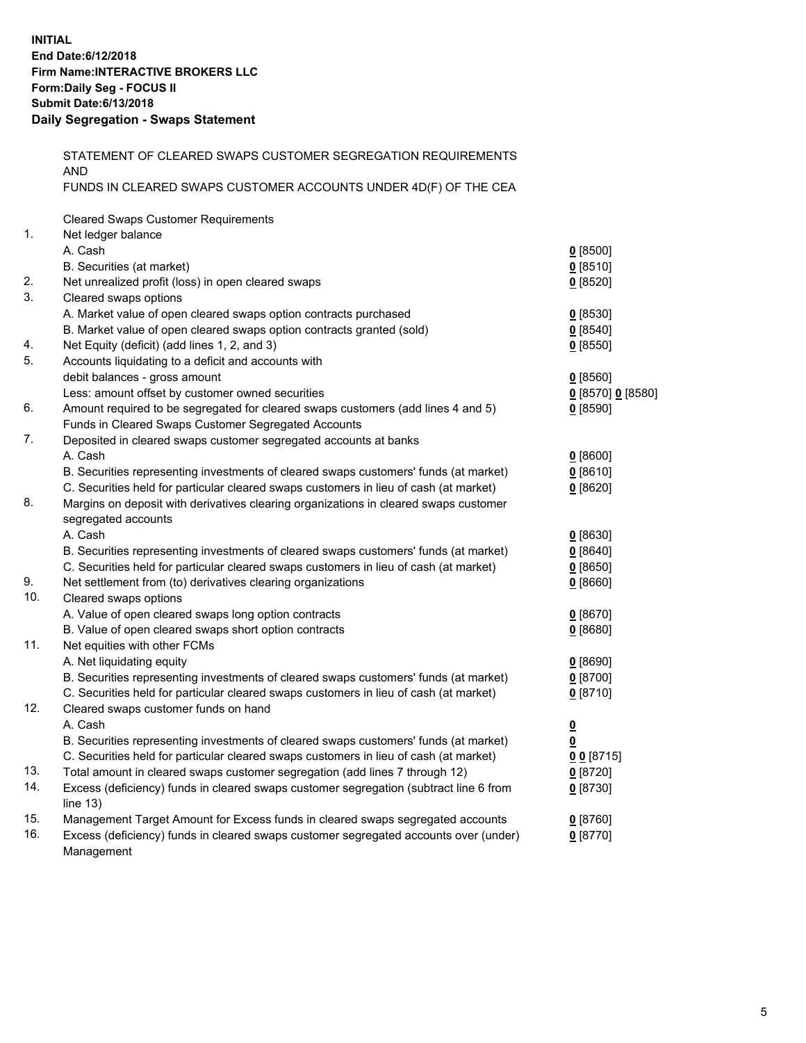**INITIAL**
**End Date:6/12/2018**
**Firm Name:INTERACTIVE BROKERS LLC**
**Form:Daily Seg - FOCUS II**
**Submit Date:6/13/2018**
**Daily Segregation - Swaps Statement**

STATEMENT OF CLEARED SWAPS CUSTOMER SEGREGATION REQUIREMENTS AND
FUNDS IN CLEARED SWAPS CUSTOMER ACCOUNTS UNDER 4D(F) OF THE CEA

| | | |
|---|---|---|
| | Cleared Swaps Customer Requirements | |
| 1. | Net ledger balance | |
| | A. Cash | 0 [8500] |
| | B. Securities (at market) | 0 [8510] |
| 2. | Net unrealized profit (loss) in open cleared swaps | 0 [8520] |
| 3. | Cleared swaps options | |
| | A. Market value of open cleared swaps option contracts purchased | 0 [8530] |
| | B. Market value of open cleared swaps option contracts granted (sold) | 0 [8540] |
| 4. | Net Equity (deficit) (add lines 1, 2, and 3) | 0 [8550] |
| 5. | Accounts liquidating to a deficit and accounts with | |
| | debit balances - gross amount | 0 [8560] |
| | Less: amount offset by customer owned securities | 0 [8570] 0 [8580] |
| 6. | Amount required to be segregated for cleared swaps customers (add lines 4 and 5) | 0 [8590] |
| | Funds in Cleared Swaps Customer Segregated Accounts | |
| 7. | Deposited in cleared swaps customer segregated accounts at banks | |
| | A. Cash | 0 [8600] |
| | B. Securities representing investments of cleared swaps customers' funds (at market) | 0 [8610] |
| | C. Securities held for particular cleared swaps customers in lieu of cash (at market) | 0 [8620] |
| 8. | Margins on deposit with derivatives clearing organizations in cleared swaps customer segregated accounts | |
| | A. Cash | 0 [8630] |
| | B. Securities representing investments of cleared swaps customers' funds (at market) | 0 [8640] |
| | C. Securities held for particular cleared swaps customers in lieu of cash (at market) | 0 [8650] |
| 9. | Net settlement from (to) derivatives clearing organizations | 0 [8660] |
| 10. | Cleared swaps options | |
| | A. Value of open cleared swaps long option contracts | 0 [8670] |
| | B. Value of open cleared swaps short option contracts | 0 [8680] |
| 11. | Net equities with other FCMs | |
| | A. Net liquidating equity | 0 [8690] |
| | B. Securities representing investments of cleared swaps customers' funds (at market) | 0 [8700] |
| | C. Securities held for particular cleared swaps customers in lieu of cash (at market) | 0 [8710] |
| 12. | Cleared swaps customer funds on hand | |
| | A. Cash | 0 |
| | B. Securities representing investments of cleared swaps customers' funds (at market) | 0 |
| | C. Securities held for particular cleared swaps customers in lieu of cash (at market) | 0 0 [8715] |
| 13. | Total amount in cleared swaps customer segregation (add lines 7 through 12) | 0 [8720] |
| 14. | Excess (deficiency) funds in cleared swaps customer segregation (subtract line 6 from line 13) | 0 [8730] |
| 15. | Management Target Amount for Excess funds in cleared swaps segregated accounts | 0 [8760] |
| 16. | Excess (deficiency) funds in cleared swaps customer segregated accounts over (under) Management | 0 [8770] |